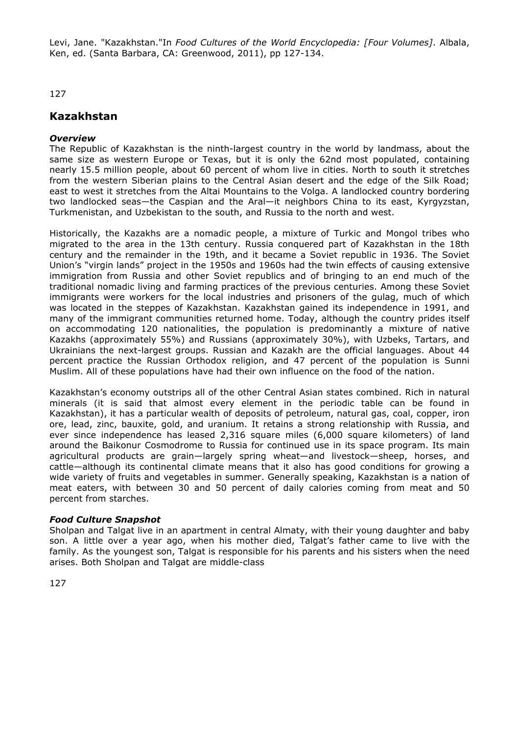Levi, Jane. "Kazakhstan."In *Food Cultures of the World Encyclopedia: [Four Volumes]*. Albala, Ken, ed. (Santa Barbara, CA: Greenwood, 2011), pp 127-134.

# Kazakhstan

### *Overview*

The Republic of Kazakhstan is the ninth-largest country in the world by landmass, about the same size as western Europe or Texas, but it is only the 62nd most populated, containing nearly 15.5 million people, about 60 percent of whom live in cities. North to south it stretches from the western Siberian plains to the Central Asian desert and the edge of the Silk Road; east to west it stretches from the Altai Mountains to the Volga. A landlocked country bordering two landlocked seas—the Caspian and the Aral—it neighbors China to its east, Kyrgyzstan, Turkmenistan, and Uzbekistan to the south, and Russia to the north and west.

Historically, the Kazakhs are a nomadic people, a mixture of Turkic and Mongol tribes who migrated to the area in the 13th century. Russia conquered part of Kazakhstan in the 18th century and the remainder in the 19th, and it became a Soviet republic in 1936. The Soviet Union's "virgin lands" project in the 1950s and 1960s had the twin effects of causing extensive immigration from Russia and other Soviet republics and of bringing to an end much of the traditional nomadic living and farming practices of the previous centuries. Among these Soviet immigrants were workers for the local industries and prisoners of the gulag, much of which was located in the steppes of Kazakhstan. Kazakhstan gained its independence in 1991, and many of the immigrant communities returned home. Today, although the country prides itself on accommodating 120 nationalities, the population is predominantly a mixture of native Kazakhs (approximately 55%) and Russians (approximately 30%), with Uzbeks, Tartars, and Ukrainians the next-largest groups. Russian and Kazakh are the official languages. About 44 percent practice the Russian Orthodox religion, and 47 percent of the population is Sunni Muslim. All of these populations have had their own influence on the food of the nation.

Kazakhstan's economy outstrips all of the other Central Asian states combined. Rich in natural minerals (it is said that almost every element in the periodic table can be found in Kazakhstan), it has a particular wealth of deposits of petroleum, natural gas, coal, copper, iron ore, lead, zinc, bauxite, gold, and uranium. It retains a strong relationship with Russia, and ever since independence has leased 2,316 square miles (6,000 square kilometers) of land around the Baikonur Cosmodrome to Russia for continued use in its space program. Its main agricultural products are grain—largely spring wheat—and livestock—sheep, horses, and cattle—although its continental climate means that it also has good conditions for growing a wide variety of fruits and vegetables in summer. Generally speaking, Kazakhstan is a nation of meat eaters, with between 30 and 50 percent of daily calories coming from meat and 50 percent from starches.

### *Food Culture Snapshot*

Sholpan and Talgat live in an apartment in central Almaty, with their young daughter and baby son. A little over a year ago, when his mother died, Talgat's father came to live with the family. As the youngest son, Talgat is responsible for his parents and his sisters when the need arises. Both Sholpan and Talgat are middle-class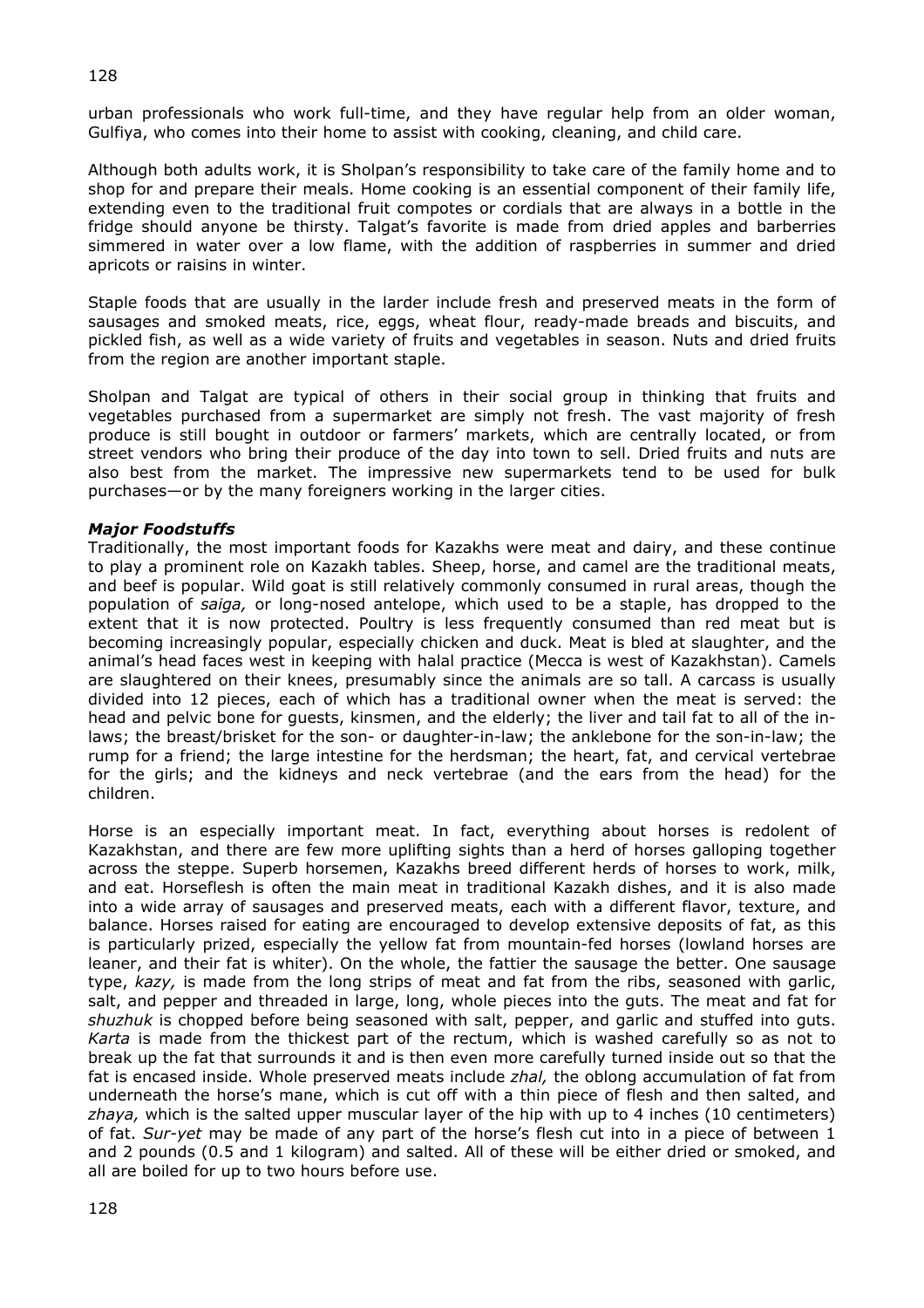urban professionals who work full-time, and they have regular help from an older woman, Gulfiya, who comes into their home to assist with cooking, cleaning, and child care.

Although both adults work, it is Sholpan's responsibility to take care of the family home and to shop for and prepare their meals. Home cooking is an essential component of their family life, extending even to the traditional fruit compotes or cordials that are always in a bottle in the fridge should anyone be thirsty. Talgat's favorite is made from dried apples and barberries simmered in water over a low flame, with the addition of raspberries in summer and dried apricots or raisins in winter.

Staple foods that are usually in the larder include fresh and preserved meats in the form of sausages and smoked meats, rice, eggs, wheat flour, ready-made breads and biscuits, and pickled fish, as well as a wide variety of fruits and vegetables in season. Nuts and dried fruits from the region are another important staple.

Sholpan and Talgat are typical of others in their social group in thinking that fruits and vegetables purchased from a supermarket are simply not fresh. The vast majority of fresh produce is still bought in outdoor or farmers' markets, which are centrally located, or from street vendors who bring their produce of the day into town to sell. Dried fruits and nuts are also best from the market. The impressive new supermarkets tend to be used for bulk purchases—or by the many foreigners working in the larger cities.

***Major Foodstuffs***

Traditionally, the most important foods for Kazakhs were meat and dairy, and these continue to play a prominent role on Kazakh tables. Sheep, horse, and camel are the traditional meats, and beef is popular. Wild goat is still relatively commonly consumed in rural areas, though the population of *saiga,* or long-nosed antelope, which used to be a staple, has dropped to the extent that it is now protected. Poultry is less frequently consumed than red meat but is becoming increasingly popular, especially chicken and duck. Meat is bled at slaughter, and the animal's head faces west in keeping with halal practice (Mecca is west of Kazakhstan). Camels are slaughtered on their knees, presumably since the animals are so tall. A carcass is usually divided into 12 pieces, each of which has a traditional owner when the meat is served: the head and pelvic bone for guests, kinsmen, and the elderly; the liver and tail fat to all of the in-laws; the breast/brisket for the son- or daughter-in-law; the anklebone for the son-in-law; the rump for a friend; the large intestine for the herdsman; the heart, fat, and cervical vertebrae for the girls; and the kidneys and neck vertebrae (and the ears from the head) for the children.

Horse is an especially important meat. In fact, everything about horses is redolent of Kazakhstan, and there are few more uplifting sights than a herd of horses galloping together across the steppe. Superb horsemen, Kazakhs breed different herds of horses to work, milk, and eat. Horseflesh is often the main meat in traditional Kazakh dishes, and it is also made into a wide array of sausages and preserved meats, each with a different flavor, texture, and balance. Horses raised for eating are encouraged to develop extensive deposits of fat, as this is particularly prized, especially the yellow fat from mountain-fed horses (lowland horses are leaner, and their fat is whiter). On the whole, the fattier the sausage the better. One sausage type, *kazy,* is made from the long strips of meat and fat from the ribs, seasoned with garlic, salt, and pepper and threaded in large, long, whole pieces into the guts. The meat and fat for *shuzhuk* is chopped before being seasoned with salt, pepper, and garlic and stuffed into guts. *Karta* is made from the thickest part of the rectum, which is washed carefully so as not to break up the fat that surrounds it and is then even more carefully turned inside out so that the fat is encased inside. Whole preserved meats include *zhal,* the oblong accumulation of fat from underneath the horse's mane, which is cut off with a thin piece of flesh and then salted, and *zhaya,* which is the salted upper muscular layer of the hip with up to 4 inches (10 centimeters) of fat. *Sur-yet* may be made of any part of the horse's flesh cut into in a piece of between 1 and 2 pounds (0.5 and 1 kilogram) and salted. All of these will be either dried or smoked, and all are boiled for up to two hours before use.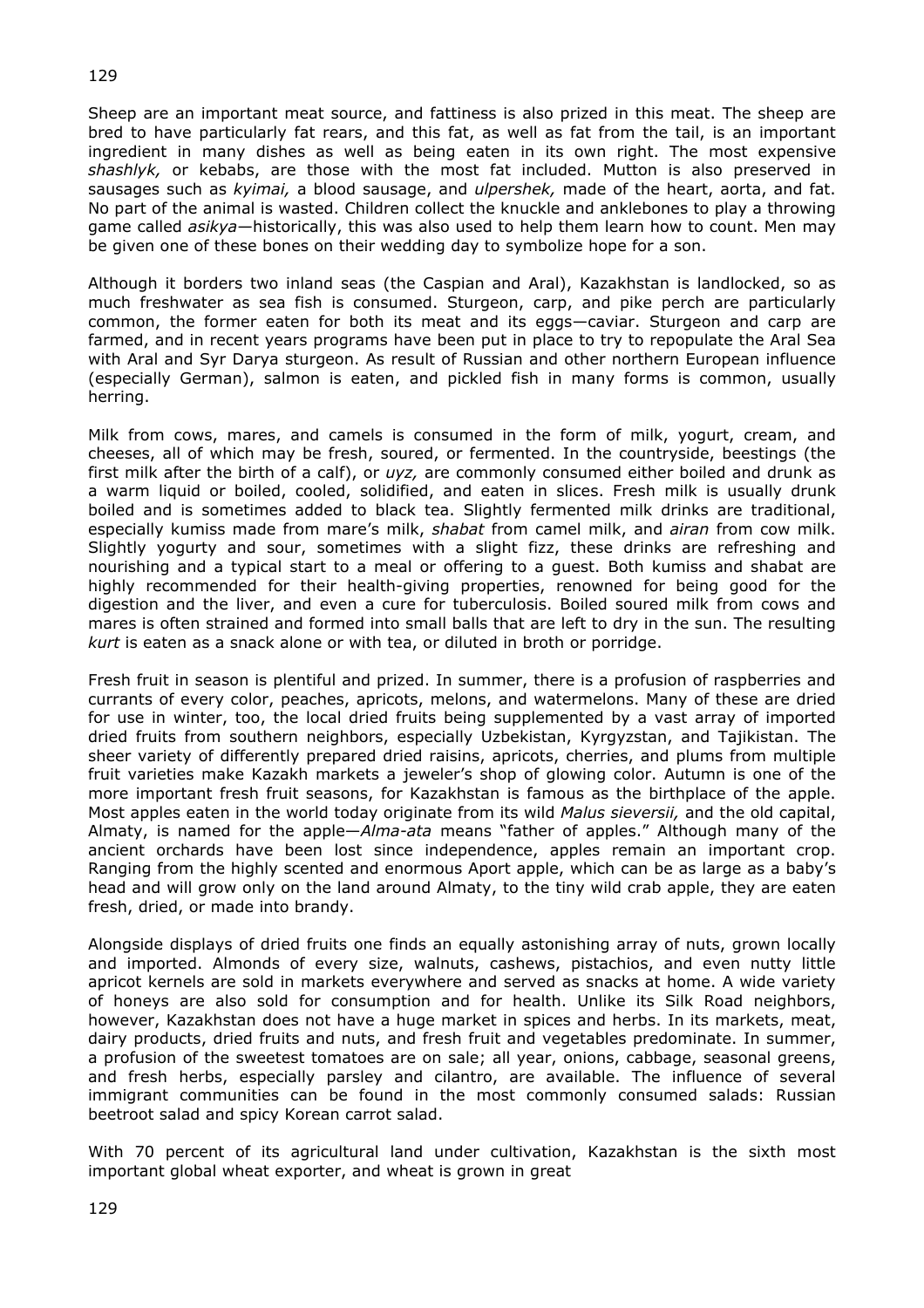Sheep are an important meat source, and fattiness is also prized in this meat. The sheep are bred to have particularly fat rears, and this fat, as well as fat from the tail, is an important ingredient in many dishes as well as being eaten in its own right. The most expensive *shashlyk,* or kebabs, are those with the most fat included. Mutton is also preserved in sausages such as *kyimai,* a blood sausage, and *ulpershek,* made of the heart, aorta, and fat. No part of the animal is wasted. Children collect the knuckle and anklebones to play a throwing game called *asikya*—historically, this was also used to help them learn how to count. Men may be given one of these bones on their wedding day to symbolize hope for a son.

Although it borders two inland seas (the Caspian and Aral), Kazakhstan is landlocked, so as much freshwater as sea fish is consumed. Sturgeon, carp, and pike perch are particularly common, the former eaten for both its meat and its eggs—caviar. Sturgeon and carp are farmed, and in recent years programs have been put in place to try to repopulate the Aral Sea with Aral and Syr Darya sturgeon. As result of Russian and other northern European influence (especially German), salmon is eaten, and pickled fish in many forms is common, usually herring.

Milk from cows, mares, and camels is consumed in the form of milk, yogurt, cream, and cheeses, all of which may be fresh, soured, or fermented. In the countryside, beestings (the first milk after the birth of a calf), or *uyz,* are commonly consumed either boiled and drunk as a warm liquid or boiled, cooled, solidified, and eaten in slices. Fresh milk is usually drunk boiled and is sometimes added to black tea. Slightly fermented milk drinks are traditional, especially kumiss made from mare's milk, *shabat* from camel milk, and *airan* from cow milk. Slightly yogurty and sour, sometimes with a slight fizz, these drinks are refreshing and nourishing and a typical start to a meal or offering to a guest. Both kumiss and shabat are highly recommended for their health-giving properties, renowned for being good for the digestion and the liver, and even a cure for tuberculosis. Boiled soured milk from cows and mares is often strained and formed into small balls that are left to dry in the sun. The resulting *kurt* is eaten as a snack alone or with tea, or diluted in broth or porridge.

Fresh fruit in season is plentiful and prized. In summer, there is a profusion of raspberries and currants of every color, peaches, apricots, melons, and watermelons. Many of these are dried for use in winter, too, the local dried fruits being supplemented by a vast array of imported dried fruits from southern neighbors, especially Uzbekistan, Kyrgyzstan, and Tajikistan. The sheer variety of differently prepared dried raisins, apricots, cherries, and plums from multiple fruit varieties make Kazakh markets a jeweler's shop of glowing color. Autumn is one of the more important fresh fruit seasons, for Kazakhstan is famous as the birthplace of the apple. Most apples eaten in the world today originate from its wild *Malus sieversii,* and the old capital, Almaty, is named for the apple—*Alma-ata* means "father of apples." Although many of the ancient orchards have been lost since independence, apples remain an important crop. Ranging from the highly scented and enormous Aport apple, which can be as large as a baby's head and will grow only on the land around Almaty, to the tiny wild crab apple, they are eaten fresh, dried, or made into brandy.

Alongside displays of dried fruits one finds an equally astonishing array of nuts, grown locally and imported. Almonds of every size, walnuts, cashews, pistachios, and even nutty little apricot kernels are sold in markets everywhere and served as snacks at home. A wide variety of honeys are also sold for consumption and for health. Unlike its Silk Road neighbors, however, Kazakhstan does not have a huge market in spices and herbs. In its markets, meat, dairy products, dried fruits and nuts, and fresh fruit and vegetables predominate. In summer, a profusion of the sweetest tomatoes are on sale; all year, onions, cabbage, seasonal greens, and fresh herbs, especially parsley and cilantro, are available. The influence of several immigrant communities can be found in the most commonly consumed salads: Russian beetroot salad and spicy Korean carrot salad.

With 70 percent of its agricultural land under cultivation, Kazakhstan is the sixth most important global wheat exporter, and wheat is grown in great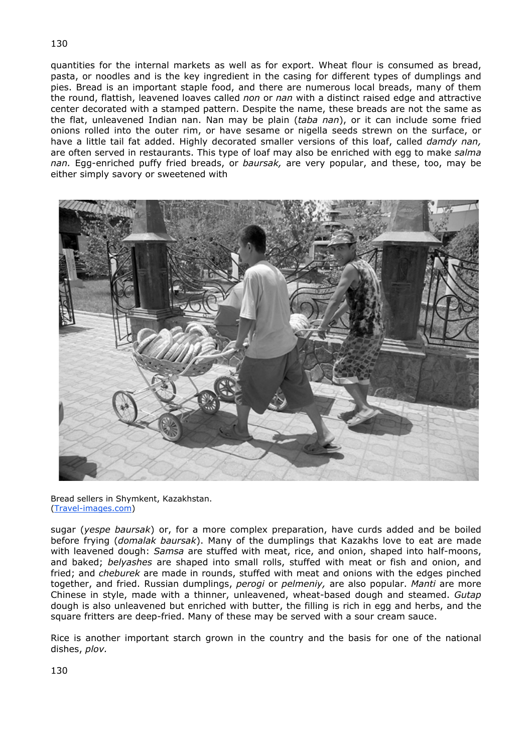quantities for the internal markets as well as for export. Wheat flour is consumed as bread, pasta, or noodles and is the key ingredient in the casing for different types of dumplings and pies. Bread is an important staple food, and there are numerous local breads, many of them the round, flattish, leavened loaves called *non* or *nan* with a distinct raised edge and attractive center decorated with a stamped pattern. Despite the name, these breads are not the same as the flat, unleavened Indian nan. Nan may be plain (*taba nan*), or it can include some fried onions rolled into the outer rim, or have sesame or nigella seeds strewn on the surface, or have a little tail fat added. Highly decorated smaller versions of this loaf, called *damdy nan,* are often served in restaurants. This type of loaf may also be enriched with egg to make *salma nan.* Egg-enriched puffy fried breads, or *baursak,* are very popular, and these, too, may be either simply savory or sweetened with

Bread sellers in Shymkent, Kazakhstan.
(Travel-images.com)

sugar (*yespe baursak*) or, for a more complex preparation, have curds added and be boiled before frying (*domalak baursak*). Many of the dumplings that Kazakhs love to eat are made with leavened dough: *Samsa* are stuffed with meat, rice, and onion, shaped into half-moons, and baked; *belyashes* are shaped into small rolls, stuffed with meat or fish and onion, and fried; and *cheburek* are made in rounds, stuffed with meat and onions with the edges pinched together, and fried. Russian dumplings, *perogi* or *pelmeniy,* are also popular. *Manti* are more Chinese in style, made with a thinner, unleavened, wheat-based dough and steamed. *Gutap* dough is also unleavened but enriched with butter, the filling is rich in egg and herbs, and the square fritters are deep-fried. Many of these may be served with a sour cream sauce.

Rice is another important starch grown in the country and the basis for one of the national dishes, *plov.*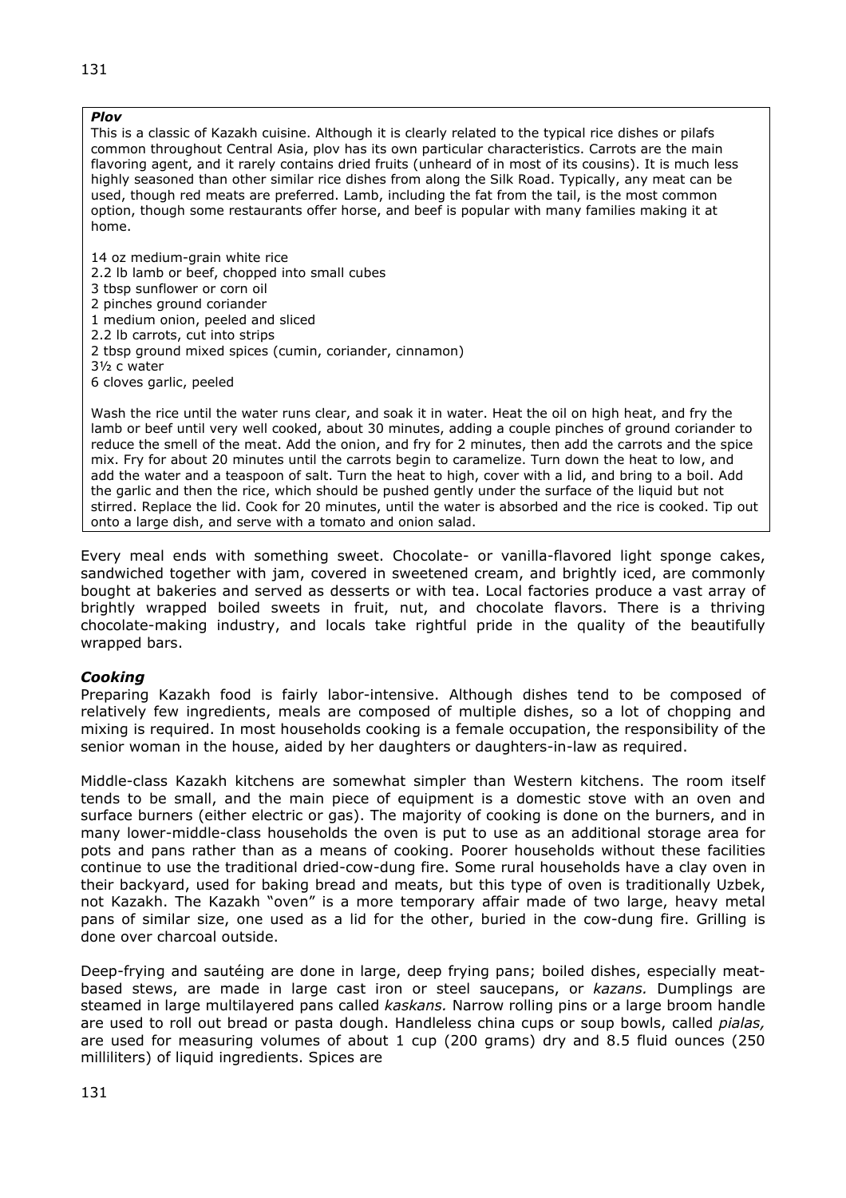### *Plov*

This is a classic of Kazakh cuisine. Although it is clearly related to the typical rice dishes or pilafs common throughout Central Asia, plov has its own particular characteristics. Carrots are the main flavoring agent, and it rarely contains dried fruits (unheard of in most of its cousins). It is much less highly seasoned than other similar rice dishes from along the Silk Road. Typically, any meat can be used, though red meats are preferred. Lamb, including the fat from the tail, is the most common option, though some restaurants offer horse, and beef is popular with many families making it at home.

14 oz medium-grain white rice
2.2 lb lamb or beef, chopped into small cubes
3 tbsp sunflower or corn oil
2 pinches ground coriander
1 medium onion, peeled and sliced
2.2 lb carrots, cut into strips
2 tbsp ground mixed spices (cumin, coriander, cinnamon)
3½ c water
6 cloves garlic, peeled

Wash the rice until the water runs clear, and soak it in water. Heat the oil on high heat, and fry the lamb or beef until very well cooked, about 30 minutes, adding a couple pinches of ground coriander to reduce the smell of the meat. Add the onion, and fry for 2 minutes, then add the carrots and the spice mix. Fry for about 20 minutes until the carrots begin to caramelize. Turn down the heat to low, and add the water and a teaspoon of salt. Turn the heat to high, cover with a lid, and bring to a boil. Add the garlic and then the rice, which should be pushed gently under the surface of the liquid but not stirred. Replace the lid. Cook for 20 minutes, until the water is absorbed and the rice is cooked. Tip out onto a large dish, and serve with a tomato and onion salad.

Every meal ends with something sweet. Chocolate- or vanilla-flavored light sponge cakes, sandwiched together with jam, covered in sweetened cream, and brightly iced, are commonly bought at bakeries and served as desserts or with tea. Local factories produce a vast array of brightly wrapped boiled sweets in fruit, nut, and chocolate flavors. There is a thriving chocolate-making industry, and locals take rightful pride in the quality of the beautifully wrapped bars.

### *Cooking*

Preparing Kazakh food is fairly labor-intensive. Although dishes tend to be composed of relatively few ingredients, meals are composed of multiple dishes, so a lot of chopping and mixing is required. In most households cooking is a female occupation, the responsibility of the senior woman in the house, aided by her daughters or daughters-in-law as required.

Middle-class Kazakh kitchens are somewhat simpler than Western kitchens. The room itself tends to be small, and the main piece of equipment is a domestic stove with an oven and surface burners (either electric or gas). The majority of cooking is done on the burners, and in many lower-middle-class households the oven is put to use as an additional storage area for pots and pans rather than as a means of cooking. Poorer households without these facilities continue to use the traditional dried-cow-dung fire. Some rural households have a clay oven in their backyard, used for baking bread and meats, but this type of oven is traditionally Uzbek, not Kazakh. The Kazakh "oven" is a more temporary affair made of two large, heavy metal pans of similar size, one used as a lid for the other, buried in the cow-dung fire. Grilling is done over charcoal outside.

Deep-frying and sautéing are done in large, deep frying pans; boiled dishes, especially meat-based stews, are made in large cast iron or steel saucepans, or *kazans.* Dumplings are steamed in large multilayered pans called *kaskans.* Narrow rolling pins or a large broom handle are used to roll out bread or pasta dough. Handleless china cups or soup bowls, called *pialas,* are used for measuring volumes of about 1 cup (200 grams) dry and 8.5 fluid ounces (250 milliliters) of liquid ingredients. Spices are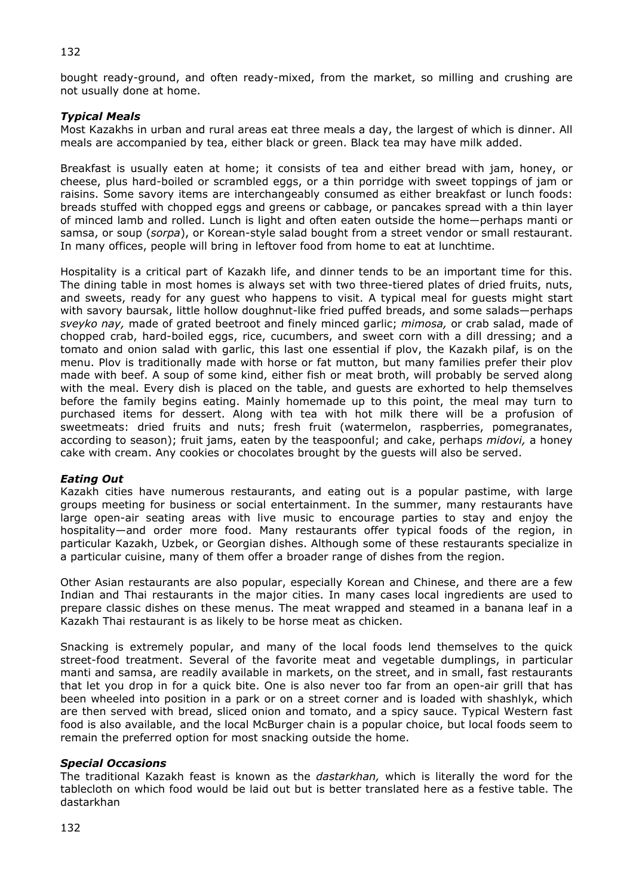bought ready-ground, and often ready-mixed, from the market, so milling and crushing are not usually done at home.

### *Typical Meals*

Most Kazakhs in urban and rural areas eat three meals a day, the largest of which is dinner. All meals are accompanied by tea, either black or green. Black tea may have milk added.

Breakfast is usually eaten at home; it consists of tea and either bread with jam, honey, or cheese, plus hard-boiled or scrambled eggs, or a thin porridge with sweet toppings of jam or raisins. Some savory items are interchangeably consumed as either breakfast or lunch foods: breads stuffed with chopped eggs and greens or cabbage, or pancakes spread with a thin layer of minced lamb and rolled. Lunch is light and often eaten outside the home—perhaps manti or samsa, or soup (*sorpa*), or Korean-style salad bought from a street vendor or small restaurant. In many offices, people will bring in leftover food from home to eat at lunchtime.

Hospitality is a critical part of Kazakh life, and dinner tends to be an important time for this. The dining table in most homes is always set with two three-tiered plates of dried fruits, nuts, and sweets, ready for any guest who happens to visit. A typical meal for guests might start with savory baursak, little hollow doughnut-like fried puffed breads, and some salads—perhaps *sveyko nay,* made of grated beetroot and finely minced garlic; *mimosa,* or crab salad, made of chopped crab, hard-boiled eggs, rice, cucumbers, and sweet corn with a dill dressing; and a tomato and onion salad with garlic, this last one essential if plov, the Kazakh pilaf, is on the menu. Plov is traditionally made with horse or fat mutton, but many families prefer their plov made with beef. A soup of some kind, either fish or meat broth, will probably be served along with the meal. Every dish is placed on the table, and guests are exhorted to help themselves before the family begins eating. Mainly homemade up to this point, the meal may turn to purchased items for dessert. Along with tea with hot milk there will be a profusion of sweetmeats: dried fruits and nuts; fresh fruit (watermelon, raspberries, pomegranates, according to season); fruit jams, eaten by the teaspoonful; and cake, perhaps *midovi,* a honey cake with cream. Any cookies or chocolates brought by the guests will also be served.

### *Eating Out*

Kazakh cities have numerous restaurants, and eating out is a popular pastime, with large groups meeting for business or social entertainment. In the summer, many restaurants have large open-air seating areas with live music to encourage parties to stay and enjoy the hospitality—and order more food. Many restaurants offer typical foods of the region, in particular Kazakh, Uzbek, or Georgian dishes. Although some of these restaurants specialize in a particular cuisine, many of them offer a broader range of dishes from the region.

Other Asian restaurants are also popular, especially Korean and Chinese, and there are a few Indian and Thai restaurants in the major cities. In many cases local ingredients are used to prepare classic dishes on these menus. The meat wrapped and steamed in a banana leaf in a Kazakh Thai restaurant is as likely to be horse meat as chicken.

Snacking is extremely popular, and many of the local foods lend themselves to the quick street-food treatment. Several of the favorite meat and vegetable dumplings, in particular manti and samsa, are readily available in markets, on the street, and in small, fast restaurants that let you drop in for a quick bite. One is also never too far from an open-air grill that has been wheeled into position in a park or on a street corner and is loaded with shashlyk, which are then served with bread, sliced onion and tomato, and a spicy sauce. Typical Western fast food is also available, and the local McBurger chain is a popular choice, but local foods seem to remain the preferred option for most snacking outside the home.

### *Special Occasions*

The traditional Kazakh feast is known as the *dastarkhan,* which is literally the word for the tablecloth on which food would be laid out but is better translated here as a festive table. The dastarkhan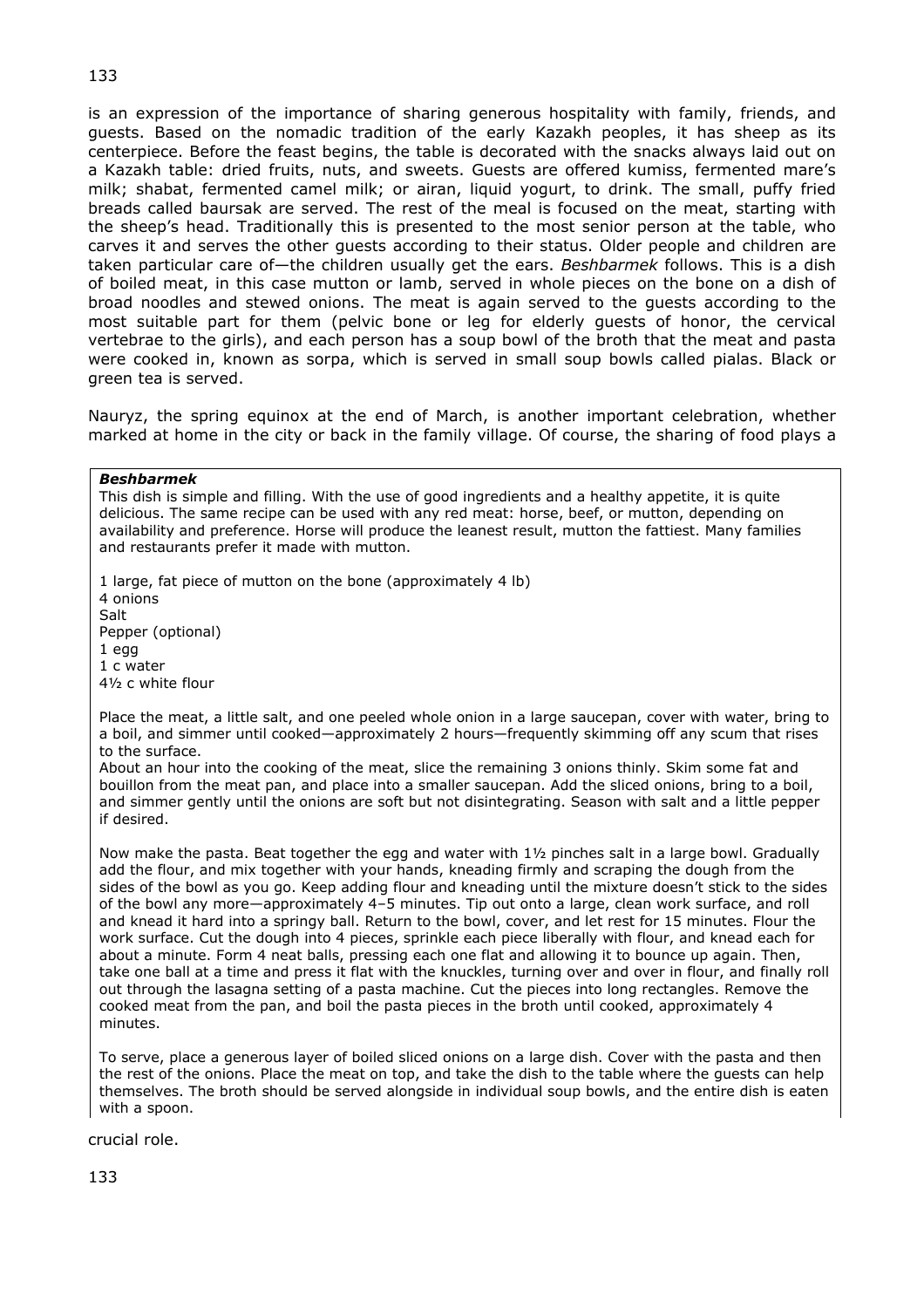is an expression of the importance of sharing generous hospitality with family, friends, and guests. Based on the nomadic tradition of the early Kazakh peoples, it has sheep as its centerpiece. Before the feast begins, the table is decorated with the snacks always laid out on a Kazakh table: dried fruits, nuts, and sweets. Guests are offered kumiss, fermented mare's milk; shabat, fermented camel milk; or airan, liquid yogurt, to drink. The small, puffy fried breads called baursak are served. The rest of the meal is focused on the meat, starting with the sheep's head. Traditionally this is presented to the most senior person at the table, who carves it and serves the other guests according to their status. Older people and children are taken particular care of—the children usually get the ears. *Beshbarmek* follows. This is a dish of boiled meat, in this case mutton or lamb, served in whole pieces on the bone on a dish of broad noodles and stewed onions. The meat is again served to the guests according to the most suitable part for them (pelvic bone or leg for elderly guests of honor, the cervical vertebrae to the girls), and each person has a soup bowl of the broth that the meat and pasta were cooked in, known as sorpa, which is served in small soup bowls called pialas. Black or green tea is served.

Nauryz, the spring equinox at the end of March, is another important celebration, whether marked at home in the city or back in the family village. Of course, the sharing of food plays a crucial role.

> ***Beshbarmek***
>
> This dish is simple and filling. With the use of good ingredients and a healthy appetite, it is quite delicious. The same recipe can be used with any red meat: horse, beef, or mutton, depending on availability and preference. Horse will produce the leanest result, mutton the fattiest. Many families and restaurants prefer it made with mutton.
>
> 1 large, fat piece of mutton on the bone (approximately 4 lb)
> 4 onions
> Salt
> Pepper (optional)
> 1 egg
> 1 c water
> 4½ c white flour
>
> Place the meat, a little salt, and one peeled whole onion in a large saucepan, cover with water, bring to a boil, and simmer until cooked—approximately 2 hours—frequently skimming off any scum that rises to the surface.
> About an hour into the cooking of the meat, slice the remaining 3 onions thinly. Skim some fat and bouillon from the meat pan, and place into a smaller saucepan. Add the sliced onions, bring to a boil, and simmer gently until the onions are soft but not disintegrating. Season with salt and a little pepper if desired.
>
> Now make the pasta. Beat together the egg and water with 1½ pinches salt in a large bowl. Gradually add the flour, and mix together with your hands, kneading firmly and scraping the dough from the sides of the bowl as you go. Keep adding flour and kneading until the mixture doesn't stick to the sides of the bowl any more—approximately 4–5 minutes. Tip out onto a large, clean work surface, and roll and knead it hard into a springy ball. Return to the bowl, cover, and let rest for 15 minutes. Flour the work surface. Cut the dough into 4 pieces, sprinkle each piece liberally with flour, and knead each for about a minute. Form 4 neat balls, pressing each one flat and allowing it to bounce up again. Then, take one ball at a time and press it flat with the knuckles, turning over and over in flour, and finally roll out through the lasagna setting of a pasta machine. Cut the pieces into long rectangles. Remove the cooked meat from the pan, and boil the pasta pieces in the broth until cooked, approximately 4 minutes.
>
> To serve, place a generous layer of boiled sliced onions on a large dish. Cover with the pasta and then the rest of the onions. Place the meat on top, and take the dish to the table where the guests can help themselves. The broth should be served alongside in individual soup bowls, and the entire dish is eaten with a spoon.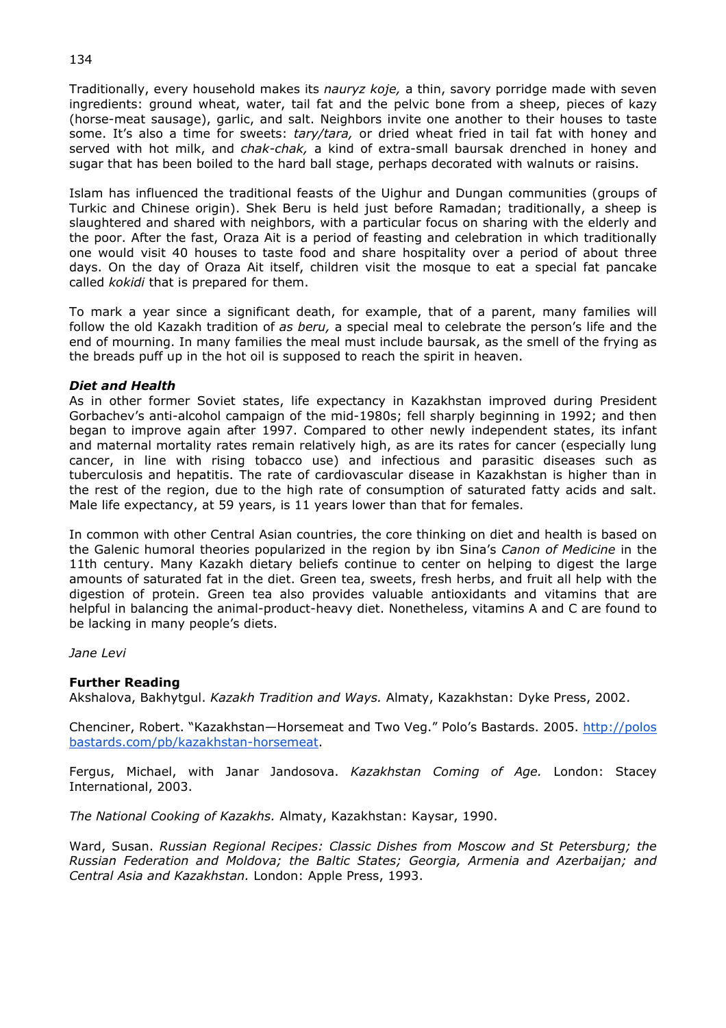Traditionally, every household makes its *nauryz koje,* a thin, savory porridge made with seven ingredients: ground wheat, water, tail fat and the pelvic bone from a sheep, pieces of kazy (horse-meat sausage), garlic, and salt. Neighbors invite one another to their houses to taste some. It's also a time for sweets: *tary/tara,* or dried wheat fried in tail fat with honey and served with hot milk, and *chak-chak,* a kind of extra-small baursak drenched in honey and sugar that has been boiled to the hard ball stage, perhaps decorated with walnuts or raisins.

Islam has influenced the traditional feasts of the Uighur and Dungan communities (groups of Turkic and Chinese origin). Shek Beru is held just before Ramadan; traditionally, a sheep is slaughtered and shared with neighbors, with a particular focus on sharing with the elderly and the poor. After the fast, Oraza Ait is a period of feasting and celebration in which traditionally one would visit 40 houses to taste food and share hospitality over a period of about three days. On the day of Oraza Ait itself, children visit the mosque to eat a special fat pancake called *kokidi* that is prepared for them.

To mark a year since a significant death, for example, that of a parent, many families will follow the old Kazakh tradition of *as beru,* a special meal to celebrate the person's life and the end of mourning. In many families the meal must include baursak, as the smell of the frying as the breads puff up in the hot oil is supposed to reach the spirit in heaven.

### *Diet and Health*

As in other former Soviet states, life expectancy in Kazakhstan improved during President Gorbachev's anti-alcohol campaign of the mid-1980s; fell sharply beginning in 1992; and then began to improve again after 1997. Compared to other newly independent states, its infant and maternal mortality rates remain relatively high, as are its rates for cancer (especially lung cancer, in line with rising tobacco use) and infectious and parasitic diseases such as tuberculosis and hepatitis. The rate of cardiovascular disease in Kazakhstan is higher than in the rest of the region, due to the high rate of consumption of saturated fatty acids and salt. Male life expectancy, at 59 years, is 11 years lower than that for females.

In common with other Central Asian countries, the core thinking on diet and health is based on the Galenic humoral theories popularized in the region by ibn Sina's *Canon of Medicine* in the 11th century. Many Kazakh dietary beliefs continue to center on helping to digest the large amounts of saturated fat in the diet. Green tea, sweets, fresh herbs, and fruit all help with the digestion of protein. Green tea also provides valuable antioxidants and vitamins that are helpful in balancing the animal-product-heavy diet. Nonetheless, vitamins A and C are found to be lacking in many people's diets.

*Jane Levi*

### Further Reading

Akshalova, Bakhytgul. *Kazakh Tradition and Ways.* Almaty, Kazakhstan: Dyke Press, 2002.

Chenciner, Robert. "Kazakhstan—Horsemeat and Two Veg." Polo's Bastards. 2005. http://polosbastards.com/pb/kazakhstan-horsemeat.

Fergus, Michael, with Janar Jandosova. *Kazakhstan Coming of Age.* London: Stacey International, 2003.

*The National Cooking of Kazakhs.* Almaty, Kazakhstan: Kaysar, 1990.

Ward, Susan. *Russian Regional Recipes: Classic Dishes from Moscow and St Petersburg; the Russian Federation and Moldova; the Baltic States; Georgia, Armenia and Azerbaijan; and Central Asia and Kazakhstan.* London: Apple Press, 1993.